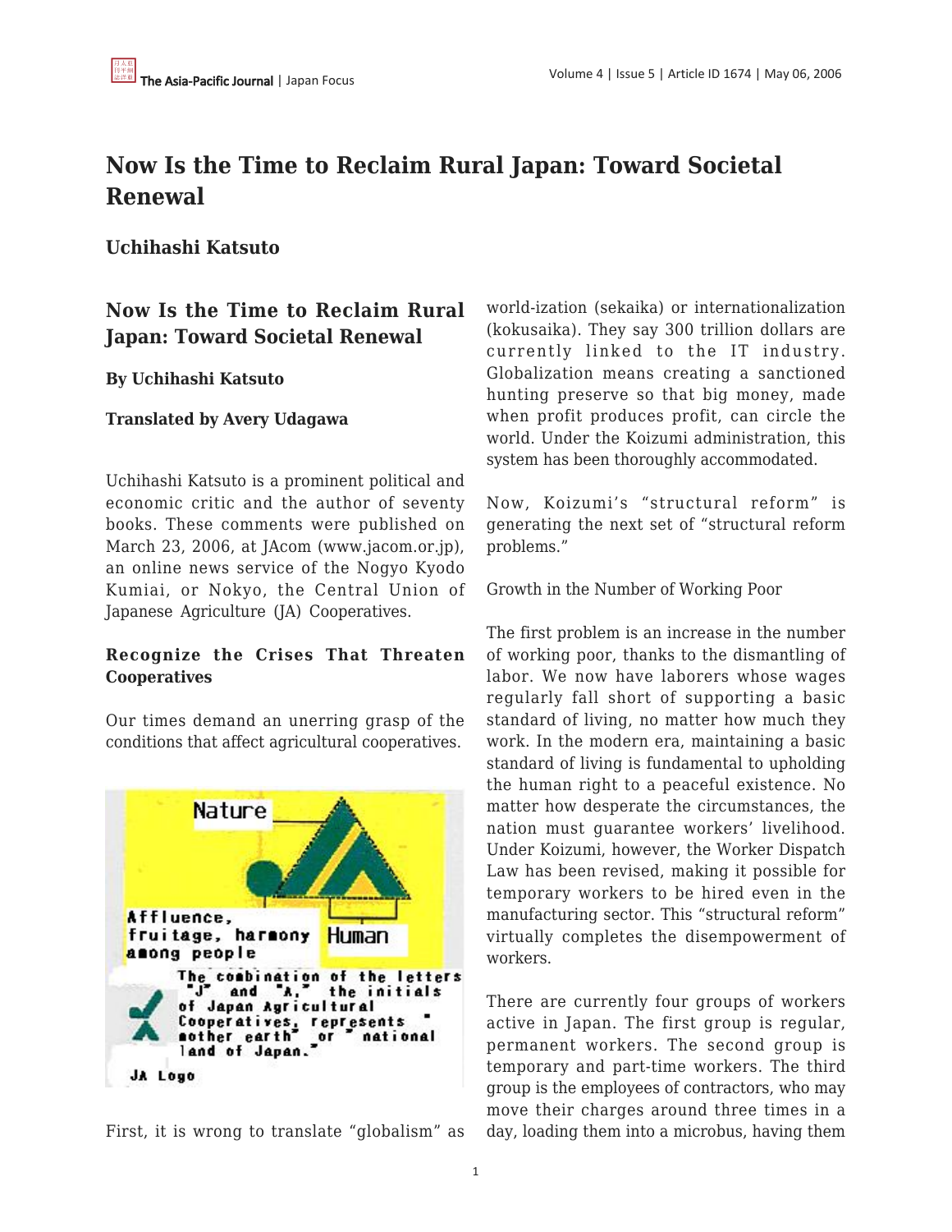# Now Is the Time to Reclaim Rural Japan: Toward Societal Renewal

**Uchihashi Katsuto**

## Now Is the Time to Reclaim Rural Japan: Toward Societal Renewal

**By Uchihashi Katsuto**

**Translated by Avery Udagawa**

Uchihashi Katsuto is a prominent political and economic critic and the author of seventy books. These comments were published on March 23, 2006, at JAcom (www.jacom.or.jp), an online news service of the Nogyo Kyodo Kumiai, or Nokyo, the Central Union of Japanese Agriculture (JA) Cooperatives.

### Recognize the Crises That Threaten Cooperatives

Our times demand an unerring grasp of the conditions that affect agricultural cooperatives.

First, it is wrong to translate "globalism" as world-ization (sekaika) or internationalization (kokusaika). They say 300 trillion dollars are currently linked to the IT industry. Globalization means creating a sanctioned hunting preserve so that big money, made when profit produces profit, can circle the world. Under the Koizumi administration, this system has been thoroughly accommodated.

Now, Koizumi's "structural reform" is generating the next set of "structural reform problems."

Growth in the Number of Working Poor

The first problem is an increase in the number of working poor, thanks to the dismantling of labor. We now have laborers whose wages regularly fall short of supporting a basic standard of living, no matter how much they work. In the modern era, maintaining a basic standard of living is fundamental to upholding the human right to a peaceful existence. No matter how desperate the circumstances, the nation must guarantee workers' livelihood. Under Koizumi, however, the Worker Dispatch Law has been revised, making it possible for temporary workers to be hired even in the manufacturing sector. This "structural reform" virtually completes the disempowerment of workers.

There are currently four groups of workers active in Japan. The first group is regular, permanent workers. The second group is temporary and part-time workers. The third group is the employees of contractors, who may move their charges around three times in a day, loading them into a microbus, having them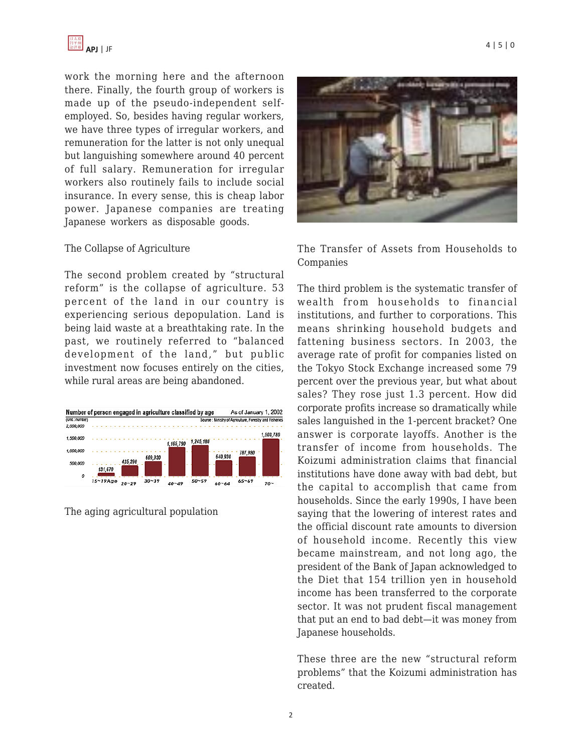work the morning here and the afternoon there. Finally, the fourth group of workers is made up of the pseudo-independent self-employed. So, besides having regular workers, we have three types of irregular workers, and remuneration for the latter is not only unequal but languishing somewhere around 40 percent of full salary. Remuneration for irregular workers also routinely fails to include social insurance. In every sense, this is cheap labor power. Japanese companies are treating Japanese workers as disposable goods.

The Collapse of Agriculture

The second problem created by "structural reform" is the collapse of agriculture. 53 percent of the land in our country is experiencing serious depopulation. Land is being laid waste at a breathtaking rate. In the past, we routinely referred to "balanced development of the land," but public investment now focuses entirely on the cities, while rural areas are being abandoned.

Number of person engaged in agriculture classified by age — As of January 1, 2002 (Unit: number) Source: Ministry of Agriculture, Forestry and Fisheries

| Age | Number |
| --- | --- |
| 15~19 | 131,670 |
| 20~29 | 425,390 |
| 30~39 | 609,030 |
| 40~49 | 1,165,790 |
| 50~59 | 1,245,180 |
| 60~64 | 640,930 |
| 65~69 | 787,980 |
| 70~ | 1,503,780 |

The aging agricultural population

The Transfer of Assets from Households to Companies

The third problem is the systematic transfer of wealth from households to financial institutions, and further to corporations. This means shrinking household budgets and fattening business sectors. In 2003, the average rate of profit for companies listed on the Tokyo Stock Exchange increased some 79 percent over the previous year, but what about sales? They rose just 1.3 percent. How did corporate profits increase so dramatically while sales languished in the 1-percent bracket? One answer is corporate layoffs. Another is the transfer of income from households. The Koizumi administration claims that financial institutions have done away with bad debt, but the capital to accomplish that came from households. Since the early 1990s, I have been saying that the lowering of interest rates and the official discount rate amounts to diversion of household income. Recently this view became mainstream, and not long ago, the president of the Bank of Japan acknowledged to the Diet that 154 trillion yen in household income has been transferred to the corporate sector. It was not prudent fiscal management that put an end to bad debt—it was money from Japanese households.

These three are the new "structural reform problems" that the Koizumi administration has created.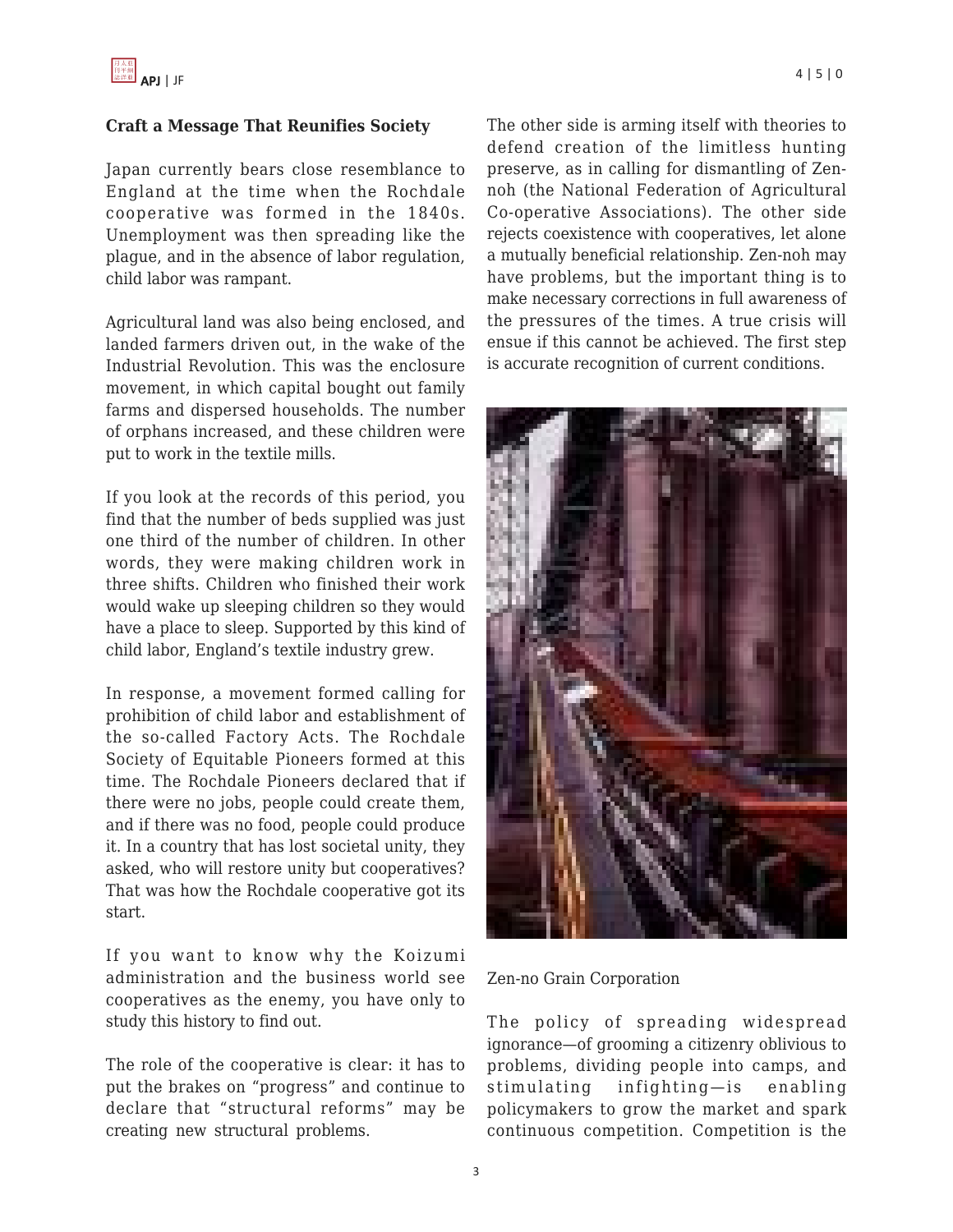### Craft a Message That Reunifies Society

Japan currently bears close resemblance to England at the time when the Rochdale cooperative was formed in the 1840s. Unemployment was then spreading like the plague, and in the absence of labor regulation, child labor was rampant.

Agricultural land was also being enclosed, and landed farmers driven out, in the wake of the Industrial Revolution. This was the enclosure movement, in which capital bought out family farms and dispersed households. The number of orphans increased, and these children were put to work in the textile mills.

If you look at the records of this period, you find that the number of beds supplied was just one third of the number of children. In other words, they were making children work in three shifts. Children who finished their work would wake up sleeping children so they would have a place to sleep. Supported by this kind of child labor, England's textile industry grew.

In response, a movement formed calling for prohibition of child labor and establishment of the so-called Factory Acts. The Rochdale Society of Equitable Pioneers formed at this time. The Rochdale Pioneers declared that if there were no jobs, people could create them, and if there was no food, people could produce it. In a country that has lost societal unity, they asked, who will restore unity but cooperatives? That was how the Rochdale cooperative got its start.

If you want to know why the Koizumi administration and the business world see cooperatives as the enemy, you have only to study this history to find out.

The role of the cooperative is clear: it has to put the brakes on "progress" and continue to declare that "structural reforms" may be creating new structural problems.

The other side is arming itself with theories to defend creation of the limitless hunting preserve, as in calling for dismantling of Zen-noh (the National Federation of Agricultural Co-operative Associations). The other side rejects coexistence with cooperatives, let alone a mutually beneficial relationship. Zen-noh may have problems, but the important thing is to make necessary corrections in full awareness of the pressures of the times. A true crisis will ensue if this cannot be achieved. The first step is accurate recognition of current conditions.

Zen-no Grain Corporation

The policy of spreading widespread ignorance—of grooming a citizenry oblivious to problems, dividing people into camps, and stimulating infighting—is enabling policymakers to grow the market and spark continuous competition. Competition is the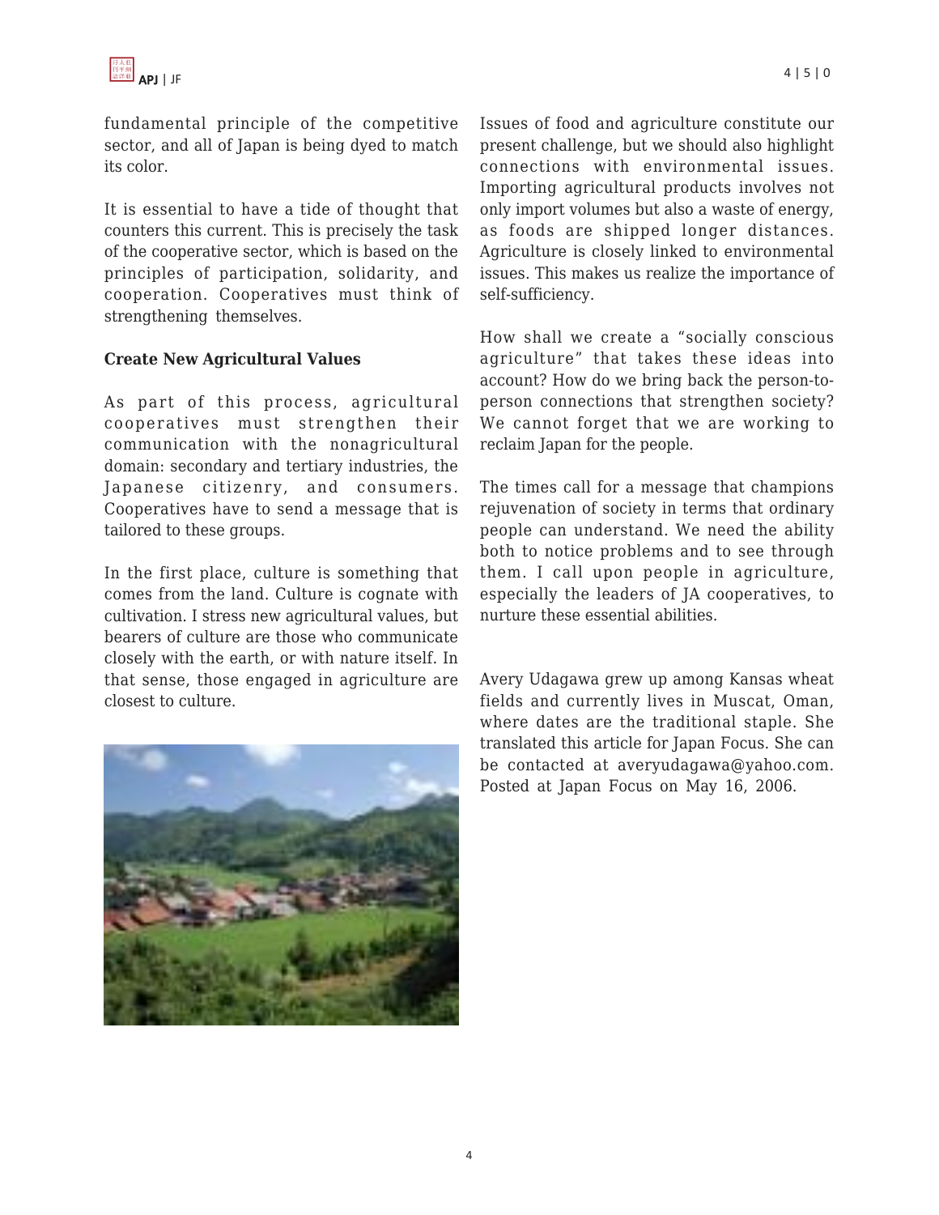fundamental principle of the competitive sector, and all of Japan is being dyed to match its color.

It is essential to have a tide of thought that counters this current. This is precisely the task of the cooperative sector, which is based on the principles of participation, solidarity, and cooperation. Cooperatives must think of strengthening themselves.

**Create New Agricultural Values**

As part of this process, agricultural cooperatives must strengthen their communication with the nonagricultural domain: secondary and tertiary industries, the Japanese citizenry, and consumers. Cooperatives have to send a message that is tailored to these groups.

In the first place, culture is something that comes from the land. Culture is cognate with cultivation. I stress new agricultural values, but bearers of culture are those who communicate closely with the earth, or with nature itself. In that sense, those engaged in agriculture are closest to culture.

Issues of food and agriculture constitute our present challenge, but we should also highlight connections with environmental issues. Importing agricultural products involves not only import volumes but also a waste of energy, as foods are shipped longer distances. Agriculture is closely linked to environmental issues. This makes us realize the importance of self-sufficiency.

How shall we create a "socially conscious agriculture" that takes these ideas into account? How do we bring back the person-to-person connections that strengthen society? We cannot forget that we are working to reclaim Japan for the people.

The times call for a message that champions rejuvenation of society in terms that ordinary people can understand. We need the ability both to notice problems and to see through them. I call upon people in agriculture, especially the leaders of JA cooperatives, to nurture these essential abilities.

Avery Udagawa grew up among Kansas wheat fields and currently lives in Muscat, Oman, where dates are the traditional staple. She translated this article for Japan Focus. She can be contacted at averyudagawa@yahoo.com. Posted at Japan Focus on May 16, 2006.